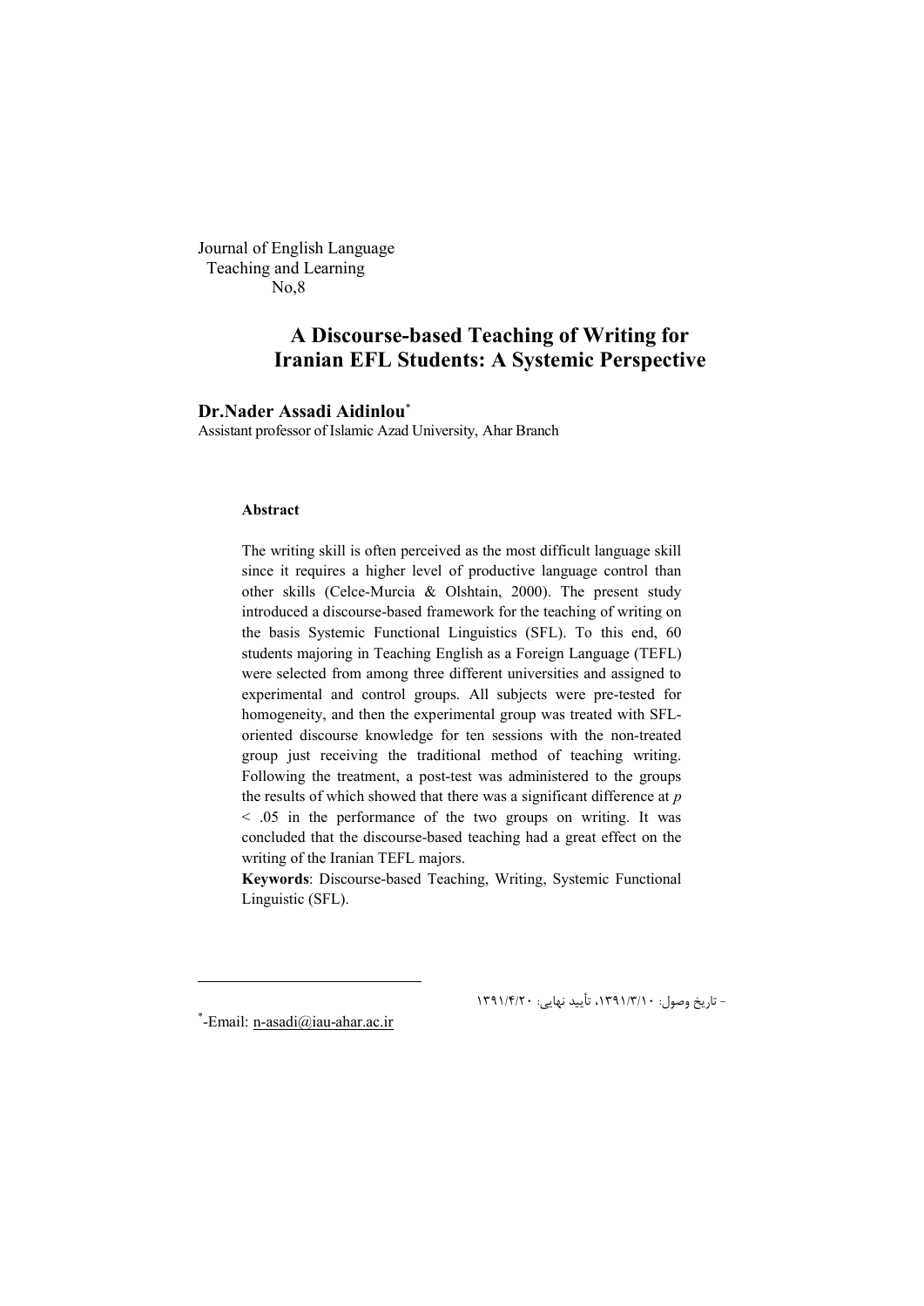Journal of English Language
Teaching and Learning
No,8

# A Discourse-based Teaching of Writing for Iranian EFL Students: A Systemic Perspective

**Dr.Nader Assadi Aidinlou**[*]

Assistant professor of Islamic Azad University, Ahar Branch

### Abstract

The writing skill is often perceived as the most difficult language skill since it requires a higher level of productive language control than other skills (Celce-Murcia & Olshtain, 2000). The present study introduced a discourse-based framework for the teaching of writing on the basis Systemic Functional Linguistics (SFL). To this end, 60 students majoring in Teaching English as a Foreign Language (TEFL) were selected from among three different universities and assigned to experimental and control groups. All subjects were pre-tested for homogeneity, and then the experimental group was treated with SFL-oriented discourse knowledge for ten sessions with the non-treated group just receiving the traditional method of teaching writing. Following the treatment, a post-test was administered to the groups the results of which showed that there was a significant difference at $p < .05$ in the performance of the two groups on writing. It was concluded that the discourse-based teaching had a great effect on the writing of the Iranian TEFL majors.

**Keywords**: Discourse-based Teaching, Writing, Systemic Functional Linguistic (SFL).

- تاریخ وصول: ۱۳۹۱/۳/۱۰، تأیید نهایی: ۱۳۹۱/۴/۲۰

[*]-Email: n-asadi@iau-ahar.ac.ir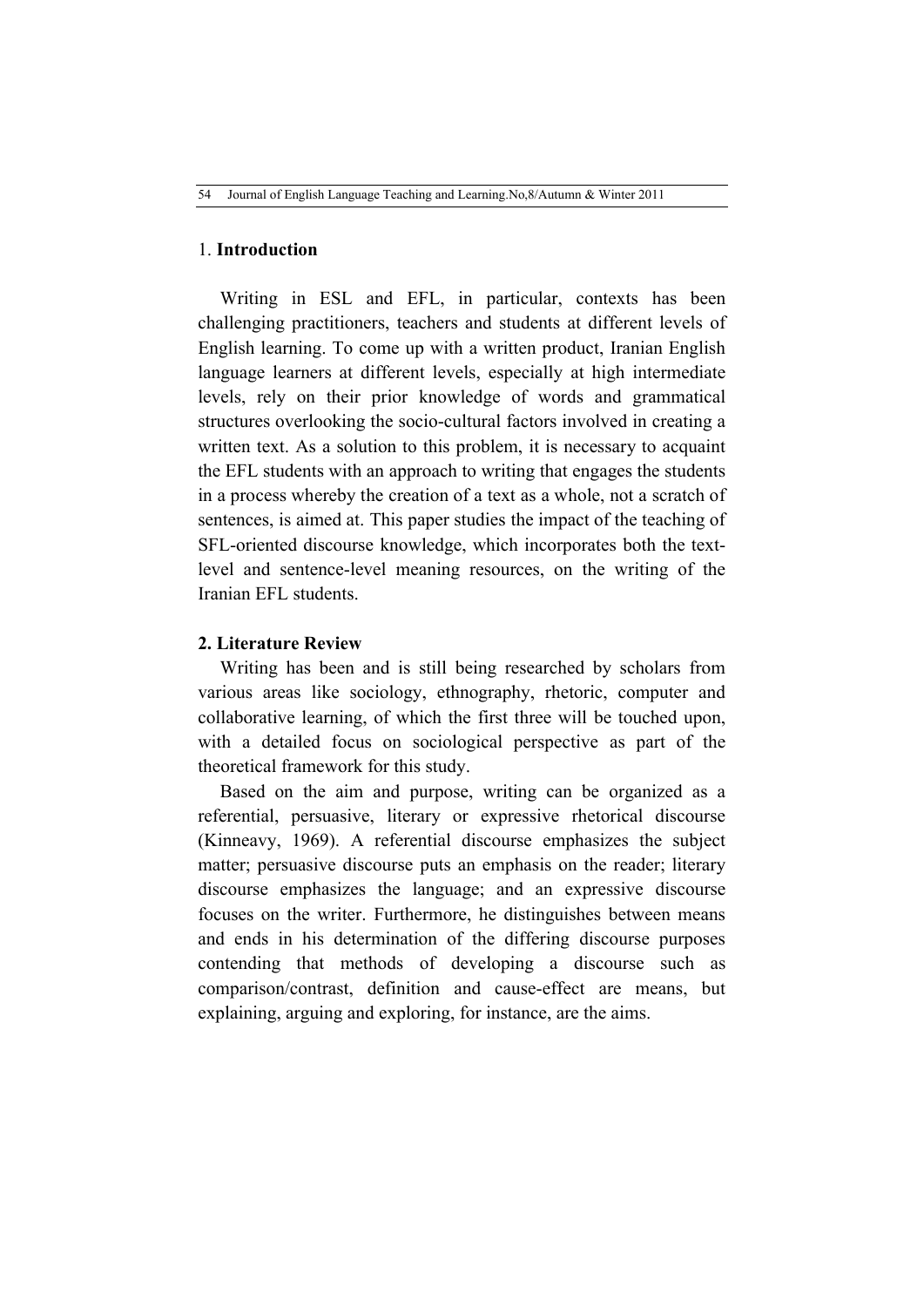## 1. **Introduction**

Writing in ESL and EFL, in particular, contexts has been challenging practitioners, teachers and students at different levels of English learning. To come up with a written product, Iranian English language learners at different levels, especially at high intermediate levels, rely on their prior knowledge of words and grammatical structures overlooking the socio-cultural factors involved in creating a written text. As a solution to this problem, it is necessary to acquaint the EFL students with an approach to writing that engages the students in a process whereby the creation of a text as a whole, not a scratch of sentences, is aimed at. This paper studies the impact of the teaching of SFL-oriented discourse knowledge, which incorporates both the text-level and sentence-level meaning resources, on the writing of the Iranian EFL students.

## 2. Literature Review

Writing has been and is still being researched by scholars from various areas like sociology, ethnography, rhetoric, computer and collaborative learning, of which the first three will be touched upon, with a detailed focus on sociological perspective as part of the theoretical framework for this study.

Based on the aim and purpose, writing can be organized as a referential, persuasive, literary or expressive rhetorical discourse (Kinneavy, 1969). A referential discourse emphasizes the subject matter; persuasive discourse puts an emphasis on the reader; literary discourse emphasizes the language; and an expressive discourse focuses on the writer. Furthermore, he distinguishes between means and ends in his determination of the differing discourse purposes contending that methods of developing a discourse such as comparison/contrast, definition and cause-effect are means, but explaining, arguing and exploring, for instance, are the aims.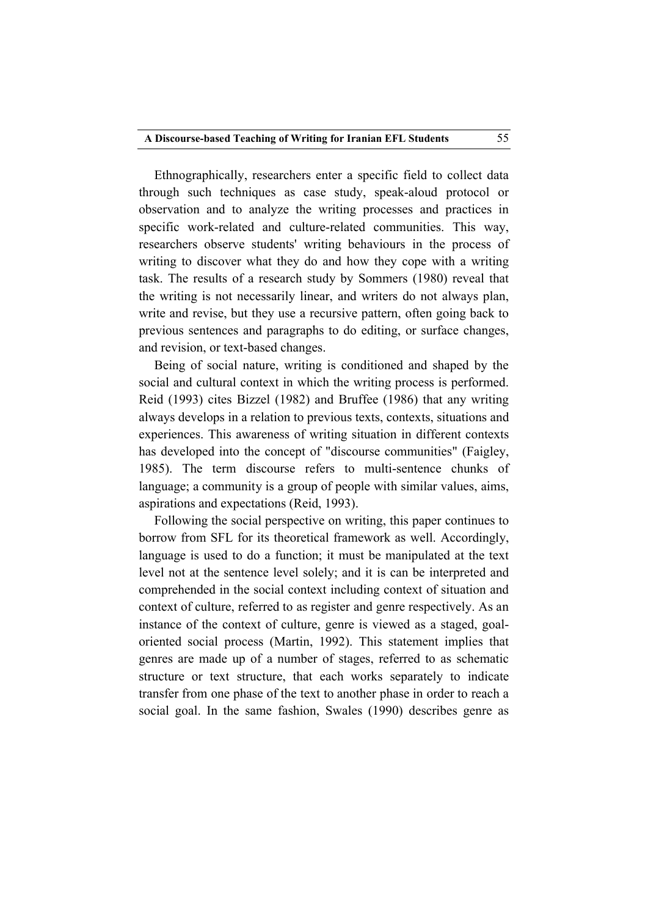Ethnographically, researchers enter a specific field to collect data through such techniques as case study, speak-aloud protocol or observation and to analyze the writing processes and practices in specific work-related and culture-related communities. This way, researchers observe students' writing behaviours in the process of writing to discover what they do and how they cope with a writing task. The results of a research study by Sommers (1980) reveal that the writing is not necessarily linear, and writers do not always plan, write and revise, but they use a recursive pattern, often going back to previous sentences and paragraphs to do editing, or surface changes, and revision, or text-based changes.

Being of social nature, writing is conditioned and shaped by the social and cultural context in which the writing process is performed. Reid (1993) cites Bizzel (1982) and Bruffee (1986) that any writing always develops in a relation to previous texts, contexts, situations and experiences. This awareness of writing situation in different contexts has developed into the concept of "discourse communities" (Faigley, 1985). The term discourse refers to multi-sentence chunks of language; a community is a group of people with similar values, aims, aspirations and expectations (Reid, 1993).

Following the social perspective on writing, this paper continues to borrow from SFL for its theoretical framework as well. Accordingly, language is used to do a function; it must be manipulated at the text level not at the sentence level solely; and it is can be interpreted and comprehended in the social context including context of situation and context of culture, referred to as register and genre respectively. As an instance of the context of culture, genre is viewed as a staged, goal-oriented social process (Martin, 1992). This statement implies that genres are made up of a number of stages, referred to as schematic structure or text structure, that each works separately to indicate transfer from one phase of the text to another phase in order to reach a social goal. In the same fashion, Swales (1990) describes genre as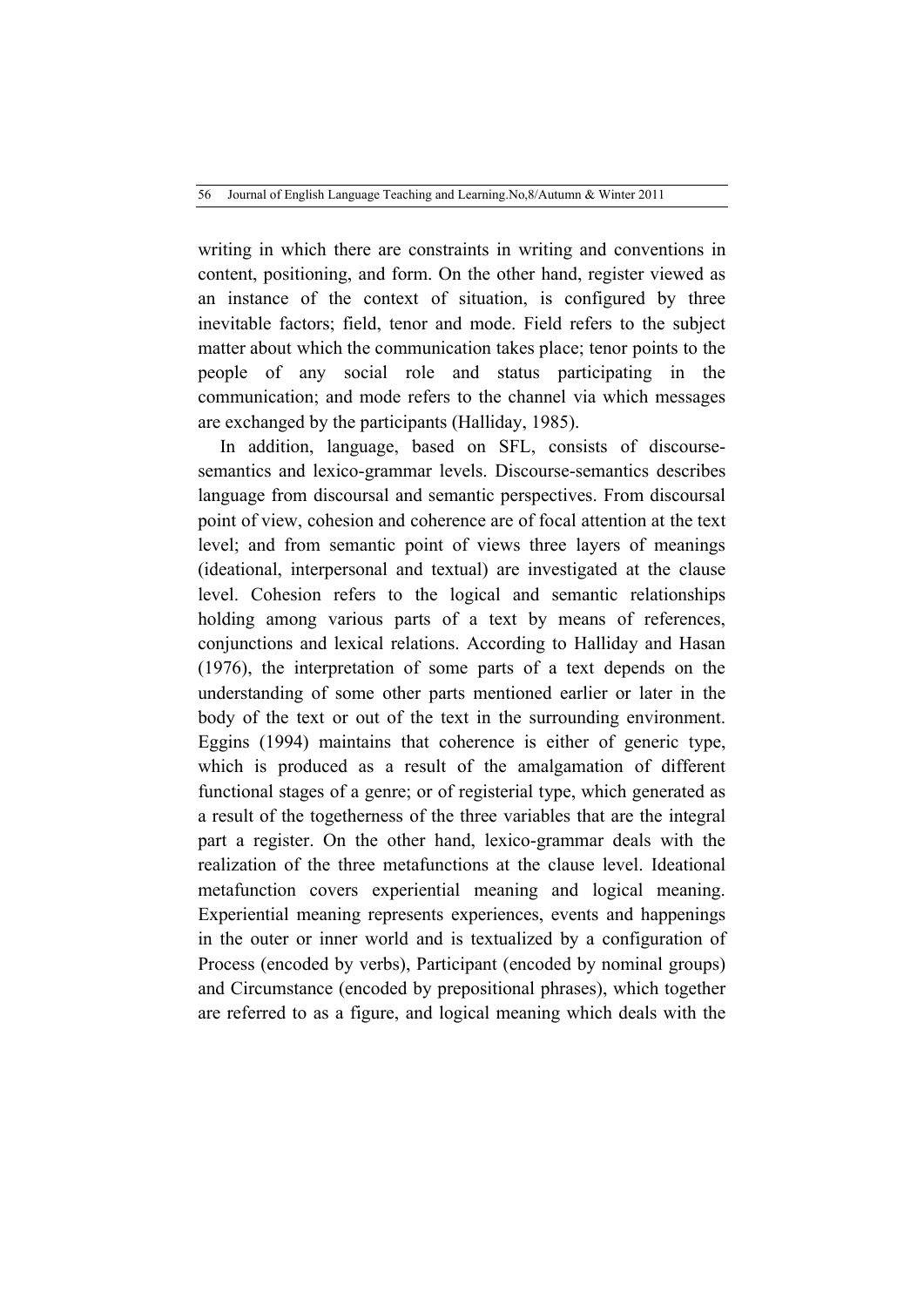writing in which there are constraints in writing and conventions in content, positioning, and form. On the other hand, register viewed as an instance of the context of situation, is configured by three inevitable factors; field, tenor and mode. Field refers to the subject matter about which the communication takes place; tenor points to the people of any social role and status participating in the communication; and mode refers to the channel via which messages are exchanged by the participants (Halliday, 1985).

In addition, language, based on SFL, consists of discourse-semantics and lexico-grammar levels. Discourse-semantics describes language from discoursal and semantic perspectives. From discoursal point of view, cohesion and coherence are of focal attention at the text level; and from semantic point of views three layers of meanings (ideational, interpersonal and textual) are investigated at the clause level. Cohesion refers to the logical and semantic relationships holding among various parts of a text by means of references, conjunctions and lexical relations. According to Halliday and Hasan (1976), the interpretation of some parts of a text depends on the understanding of some other parts mentioned earlier or later in the body of the text or out of the text in the surrounding environment. Eggins (1994) maintains that coherence is either of generic type, which is produced as a result of the amalgamation of different functional stages of a genre; or of registerial type, which generated as a result of the togetherness of the three variables that are the integral part a register. On the other hand, lexico-grammar deals with the realization of the three metafunctions at the clause level. Ideational metafunction covers experiential meaning and logical meaning. Experiential meaning represents experiences, events and happenings in the outer or inner world and is textualized by a configuration of Process (encoded by verbs), Participant (encoded by nominal groups) and Circumstance (encoded by prepositional phrases), which together are referred to as a figure, and logical meaning which deals with the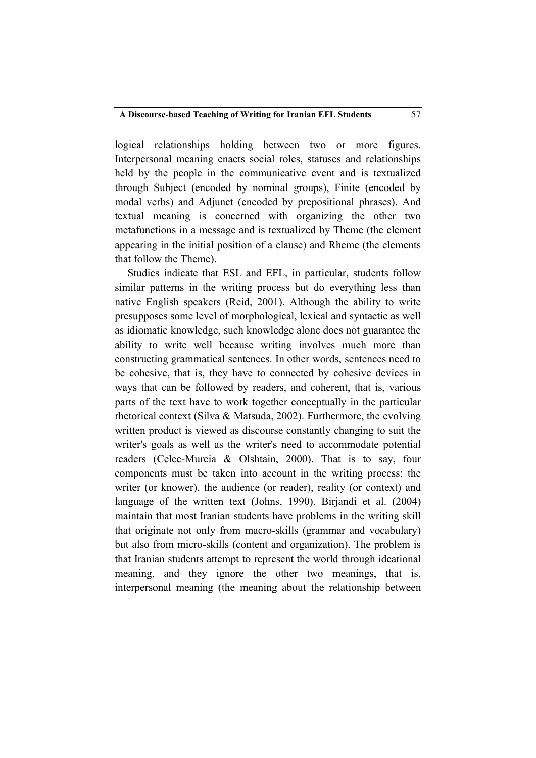logical relationships holding between two or more figures. Interpersonal meaning enacts social roles, statuses and relationships held by the people in the communicative event and is textualized through Subject (encoded by nominal groups), Finite (encoded by modal verbs) and Adjunct (encoded by prepositional phrases). And textual meaning is concerned with organizing the other two metafunctions in a message and is textualized by Theme (the element appearing in the initial position of a clause) and Rheme (the elements that follow the Theme).

Studies indicate that ESL and EFL, in particular, students follow similar patterns in the writing process but do everything less than native English speakers (Reid, 2001). Although the ability to write presupposes some level of morphological, lexical and syntactic as well as idiomatic knowledge, such knowledge alone does not guarantee the ability to write well because writing involves much more than constructing grammatical sentences. In other words, sentences need to be cohesive, that is, they have to connected by cohesive devices in ways that can be followed by readers, and coherent, that is, various parts of the text have to work together conceptually in the particular rhetorical context (Silva & Matsuda, 2002). Furthermore, the evolving written product is viewed as discourse constantly changing to suit the writer's goals as well as the writer's need to accommodate potential readers (Celce-Murcia & Olshtain, 2000). That is to say, four components must be taken into account in the writing process; the writer (or knower), the audience (or reader), reality (or context) and language of the written text (Johns, 1990). Birjandi et al. (2004) maintain that most Iranian students have problems in the writing skill that originate not only from macro-skills (grammar and vocabulary) but also from micro-skills (content and organization). The problem is that Iranian students attempt to represent the world through ideational meaning, and they ignore the other two meanings, that is, interpersonal meaning (the meaning about the relationship between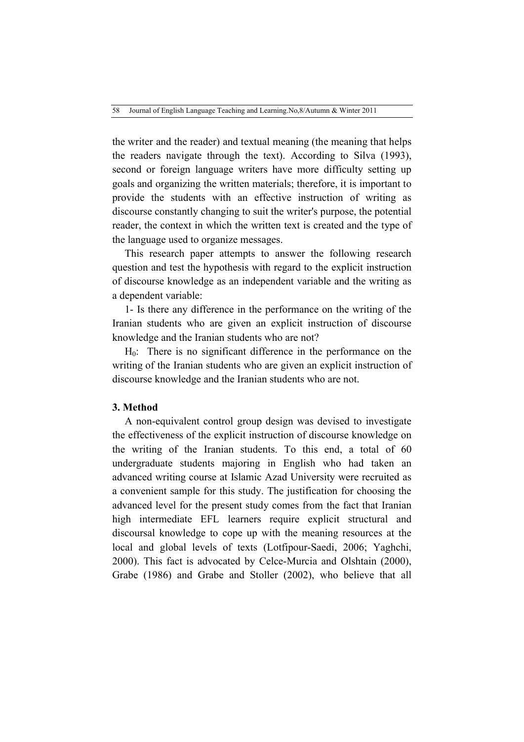the writer and the reader) and textual meaning (the meaning that helps the readers navigate through the text). According to Silva (1993), second or foreign language writers have more difficulty setting up goals and organizing the written materials; therefore, it is important to provide the students with an effective instruction of writing as discourse constantly changing to suit the writer's purpose, the potential reader, the context in which the written text is created and the type of the language used to organize messages.

This research paper attempts to answer the following research question and test the hypothesis with regard to the explicit instruction of discourse knowledge as an independent variable and the writing as a dependent variable:

1- Is there any difference in the performance on the writing of the Iranian students who are given an explicit instruction of discourse knowledge and the Iranian students who are not?

$H_0$: There is no significant difference in the performance on the writing of the Iranian students who are given an explicit instruction of discourse knowledge and the Iranian students who are not.

## 3. Method

A non-equivalent control group design was devised to investigate the effectiveness of the explicit instruction of discourse knowledge on the writing of the Iranian students. To this end, a total of 60 undergraduate students majoring in English who had taken an advanced writing course at Islamic Azad University were recruited as a convenient sample for this study. The justification for choosing the advanced level for the present study comes from the fact that Iranian high intermediate EFL learners require explicit structural and discoursal knowledge to cope up with the meaning resources at the local and global levels of texts (Lotfipour-Saedi, 2006; Yaghchi, 2000). This fact is advocated by Celce-Murcia and Olshtain (2000), Grabe (1986) and Grabe and Stoller (2002), who believe that all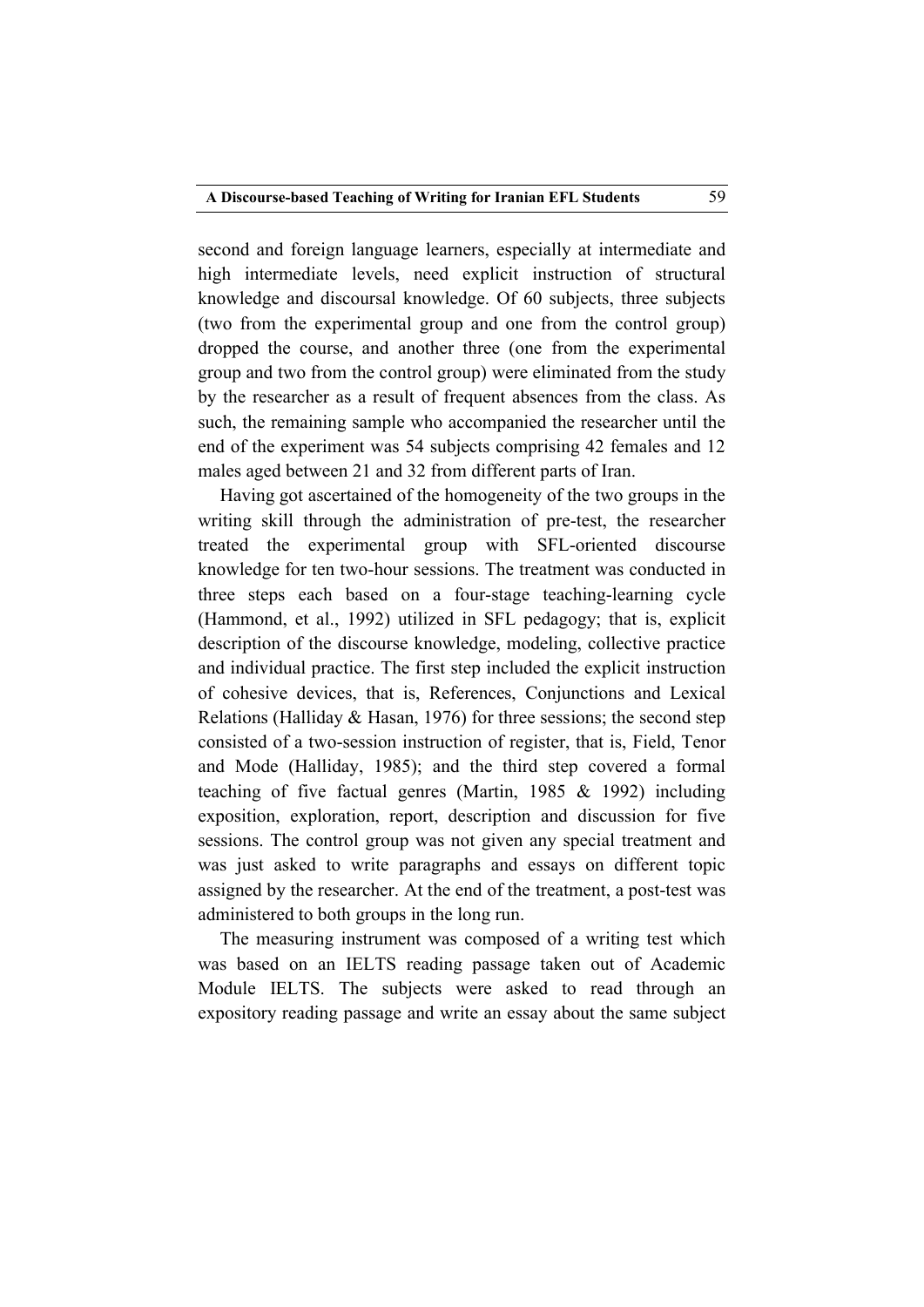second and foreign language learners, especially at intermediate and high intermediate levels, need explicit instruction of structural knowledge and discoursal knowledge. Of 60 subjects, three subjects (two from the experimental group and one from the control group) dropped the course, and another three (one from the experimental group and two from the control group) were eliminated from the study by the researcher as a result of frequent absences from the class. As such, the remaining sample who accompanied the researcher until the end of the experiment was 54 subjects comprising 42 females and 12 males aged between 21 and 32 from different parts of Iran.

Having got ascertained of the homogeneity of the two groups in the writing skill through the administration of pre-test, the researcher treated the experimental group with SFL-oriented discourse knowledge for ten two-hour sessions. The treatment was conducted in three steps each based on a four-stage teaching-learning cycle (Hammond, et al., 1992) utilized in SFL pedagogy; that is, explicit description of the discourse knowledge, modeling, collective practice and individual practice. The first step included the explicit instruction of cohesive devices, that is, References, Conjunctions and Lexical Relations (Halliday & Hasan, 1976) for three sessions; the second step consisted of a two-session instruction of register, that is, Field, Tenor and Mode (Halliday, 1985); and the third step covered a formal teaching of five factual genres (Martin, 1985 & 1992) including exposition, exploration, report, description and discussion for five sessions. The control group was not given any special treatment and was just asked to write paragraphs and essays on different topic assigned by the researcher. At the end of the treatment, a post-test was administered to both groups in the long run.

The measuring instrument was composed of a writing test which was based on an IELTS reading passage taken out of Academic Module IELTS. The subjects were asked to read through an expository reading passage and write an essay about the same subject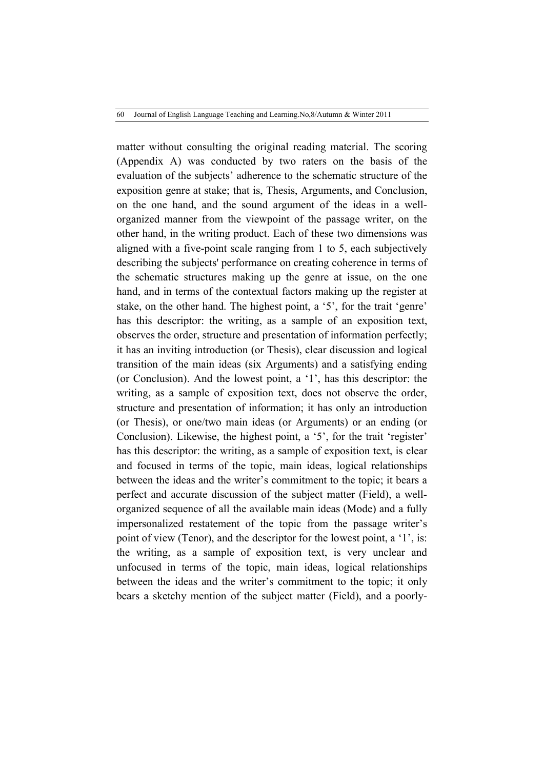matter without consulting the original reading material. The scoring (Appendix A) was conducted by two raters on the basis of the evaluation of the subjects' adherence to the schematic structure of the exposition genre at stake; that is, Thesis, Arguments, and Conclusion, on the one hand, and the sound argument of the ideas in a well-organized manner from the viewpoint of the passage writer, on the other hand, in the writing product. Each of these two dimensions was aligned with a five-point scale ranging from 1 to 5, each subjectively describing the subjects' performance on creating coherence in terms of the schematic structures making up the genre at issue, on the one hand, and in terms of the contextual factors making up the register at stake, on the other hand. The highest point, a '5', for the trait 'genre' has this descriptor: the writing, as a sample of an exposition text, observes the order, structure and presentation of information perfectly; it has an inviting introduction (or Thesis), clear discussion and logical transition of the main ideas (six Arguments) and a satisfying ending (or Conclusion). And the lowest point, a '1', has this descriptor: the writing, as a sample of exposition text, does not observe the order, structure and presentation of information; it has only an introduction (or Thesis), or one/two main ideas (or Arguments) or an ending (or Conclusion). Likewise, the highest point, a '5', for the trait 'register' has this descriptor: the writing, as a sample of exposition text, is clear and focused in terms of the topic, main ideas, logical relationships between the ideas and the writer's commitment to the topic; it bears a perfect and accurate discussion of the subject matter (Field), a well-organized sequence of all the available main ideas (Mode) and a fully impersonalized restatement of the topic from the passage writer's point of view (Tenor), and the descriptor for the lowest point, a '1', is: the writing, as a sample of exposition text, is very unclear and unfocused in terms of the topic, main ideas, logical relationships between the ideas and the writer's commitment to the topic; it only bears a sketchy mention of the subject matter (Field), and a poorly-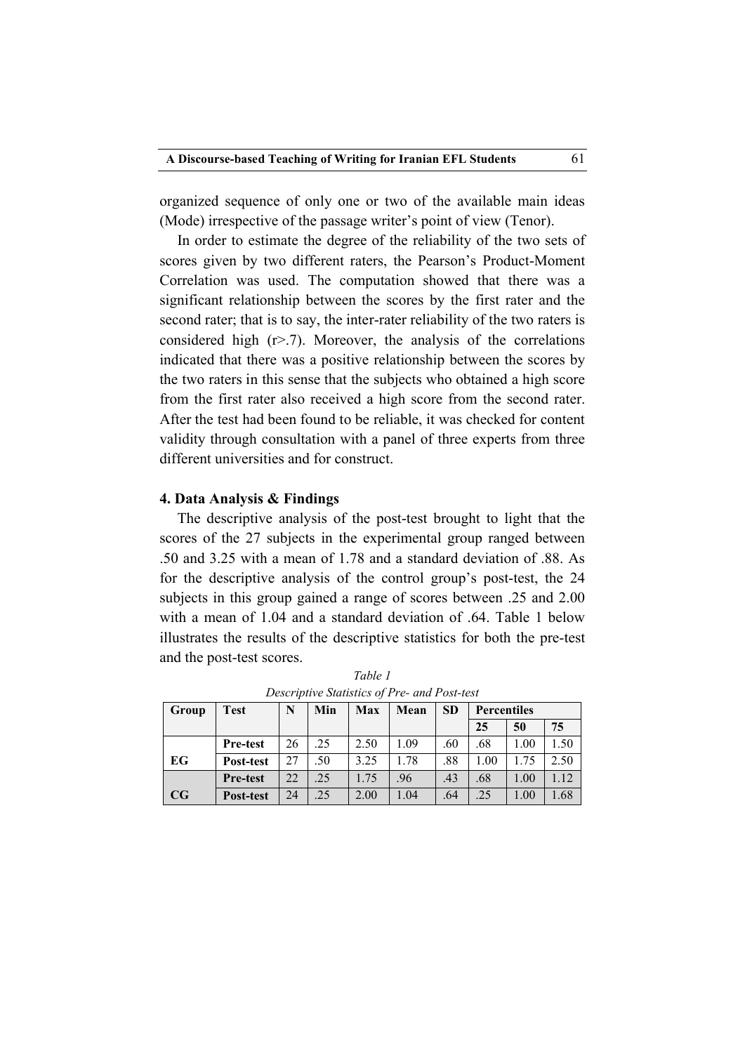organized sequence of only one or two of the available main ideas (Mode) irrespective of the passage writer's point of view (Tenor).

In order to estimate the degree of the reliability of the two sets of scores given by two different raters, the Pearson's Product-Moment Correlation was used. The computation showed that there was a significant relationship between the scores by the first rater and the second rater; that is to say, the inter-rater reliability of the two raters is considered high ($r > .7$). Moreover, the analysis of the correlations indicated that there was a positive relationship between the scores by the two raters in this sense that the subjects who obtained a high score from the first rater also received a high score from the second rater. After the test had been found to be reliable, it was checked for content validity through consultation with a panel of three experts from three different universities and for construct.

## 4. Data Analysis & Findings

The descriptive analysis of the post-test brought to light that the scores of the 27 subjects in the experimental group ranged between .50 and 3.25 with a mean of 1.78 and a standard deviation of .88. As for the descriptive analysis of the control group's post-test, the 24 subjects in this group gained a range of scores between .25 and 2.00 with a mean of 1.04 and a standard deviation of .64. Table 1 below illustrates the results of the descriptive statistics for both the pre-test and the post-test scores.

*Table 1*

*Descriptive Statistics of Pre- and Post-test*

| Group | Test | N | Min | Max | Mean | SD | Percentiles | | |
|---|---|---|---|---|---|---|---|---|---|
| | | | | | | | 25 | 50 | 75 |
| EG | Pre-test | 26 | .25 | 2.50 | 1.09 | .60 | .68 | 1.00 | 1.50 |
| | Post-test | 27 | .50 | 3.25 | 1.78 | .88 | 1.00 | 1.75 | 2.50 |
| CG | Pre-test | 22 | .25 | 1.75 | .96 | .43 | .68 | 1.00 | 1.12 |
| | Post-test | 24 | .25 | 2.00 | 1.04 | .64 | .25 | 1.00 | 1.68 |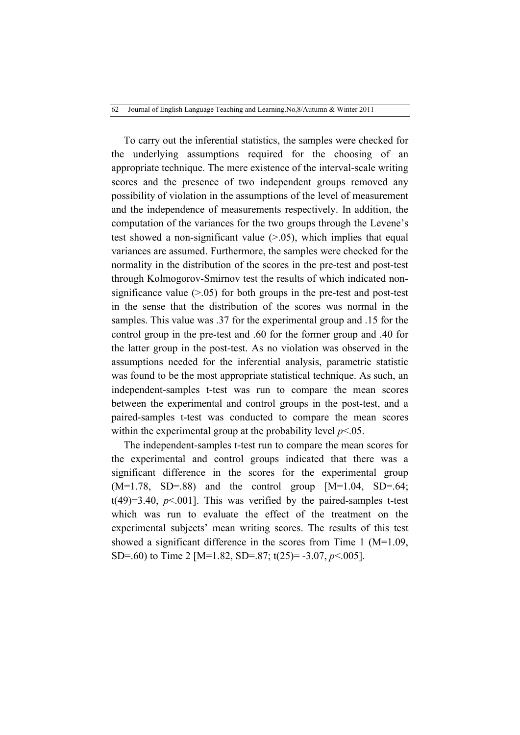To carry out the inferential statistics, the samples were checked for the underlying assumptions required for the choosing of an appropriate technique. The mere existence of the interval-scale writing scores and the presence of two independent groups removed any possibility of violation in the assumptions of the level of measurement and the independence of measurements respectively. In addition, the computation of the variances for the two groups through the Levene's test showed a non-significant value (>.05), which implies that equal variances are assumed. Furthermore, the samples were checked for the normality in the distribution of the scores in the pre-test and post-test through Kolmogorov-Smirnov test the results of which indicated non-significance value (>.05) for both groups in the pre-test and post-test in the sense that the distribution of the scores was normal in the samples. This value was .37 for the experimental group and .15 for the control group in the pre-test and .60 for the former group and .40 for the latter group in the post-test. As no violation was observed in the assumptions needed for the inferential analysis, parametric statistic was found to be the most appropriate statistical technique. As such, an independent-samples t-test was run to compare the mean scores between the experimental and control groups in the post-test, and a paired-samples t-test was conducted to compare the mean scores within the experimental group at the probability level $p<.05$.

The independent-samples t-test run to compare the mean scores for the experimental and control groups indicated that there was a significant difference in the scores for the experimental group (M=1.78, SD=.88) and the control group [M=1.04, SD=.64; $t(49)=3.40$, $p<.001$]. This was verified by the paired-samples t-test which was run to evaluate the effect of the treatment on the experimental subjects' mean writing scores. The results of this test showed a significant difference in the scores from Time 1 (M=1.09, SD=.60) to Time 2 [M=1.82, SD=.87; $t(25)= -3.07$, $p<.005$].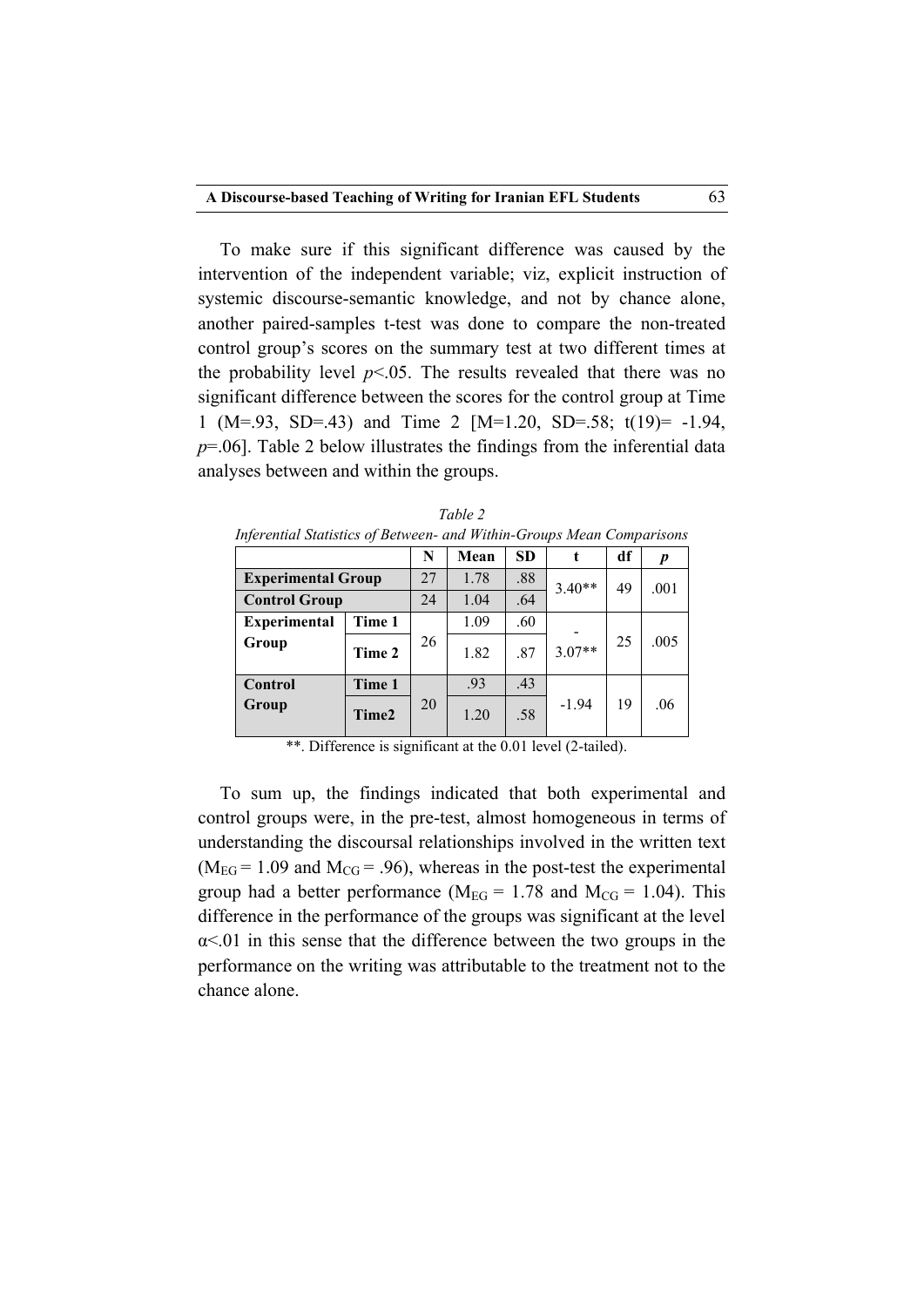To make sure if this significant difference was caused by the intervention of the independent variable; viz, explicit instruction of systemic discourse-semantic knowledge, and not by chance alone, another paired-samples t-test was done to compare the non-treated control group's scores on the summary test at two different times at the probability level $p<.05$. The results revealed that there was no significant difference between the scores for the control group at Time 1 (M=.93, SD=.43) and Time 2 [M=1.20, SD=.58; t(19)= -1.94, $p$=.06]. Table 2 below illustrates the findings from the inferential data analyses between and within the groups.

*Table 2*

*Inferential Statistics of Between- and Within-Groups Mean Comparisons*

| | | N | Mean | SD | t | df | *p* |
|---|---|---|---|---|---|---|---|
| **Experimental Group** | | 27 | 1.78 | .88 | 3.40** | 49 | .001 |
| **Control Group** | | 24 | 1.04 | .64 | | | |
| **Experimental Group** | **Time 1** | 26 | 1.09 | .60 | -3.07** | 25 | .005 |
| | **Time 2** | | 1.82 | .87 | | | |
| **Control Group** | **Time 1** | 20 | .93 | .43 | -1.94 | 19 | .06 |
| | **Time2** | | 1.20 | .58 | | | |

**. Difference is significant at the 0.01 level (2-tailed).

To sum up, the findings indicated that both experimental and control groups were, in the pre-test, almost homogeneous in terms of understanding the discoursal relationships involved in the written text ($M_{EG}$ = 1.09 and $M_{CG}$ = .96), whereas in the post-test the experimental group had a better performance ($M_{EG}$ = 1.78 and $M_{CG}$ = 1.04). This difference in the performance of the groups was significant at the level $\alpha<.01$ in this sense that the difference between the two groups in the performance on the writing was attributable to the treatment not to the chance alone.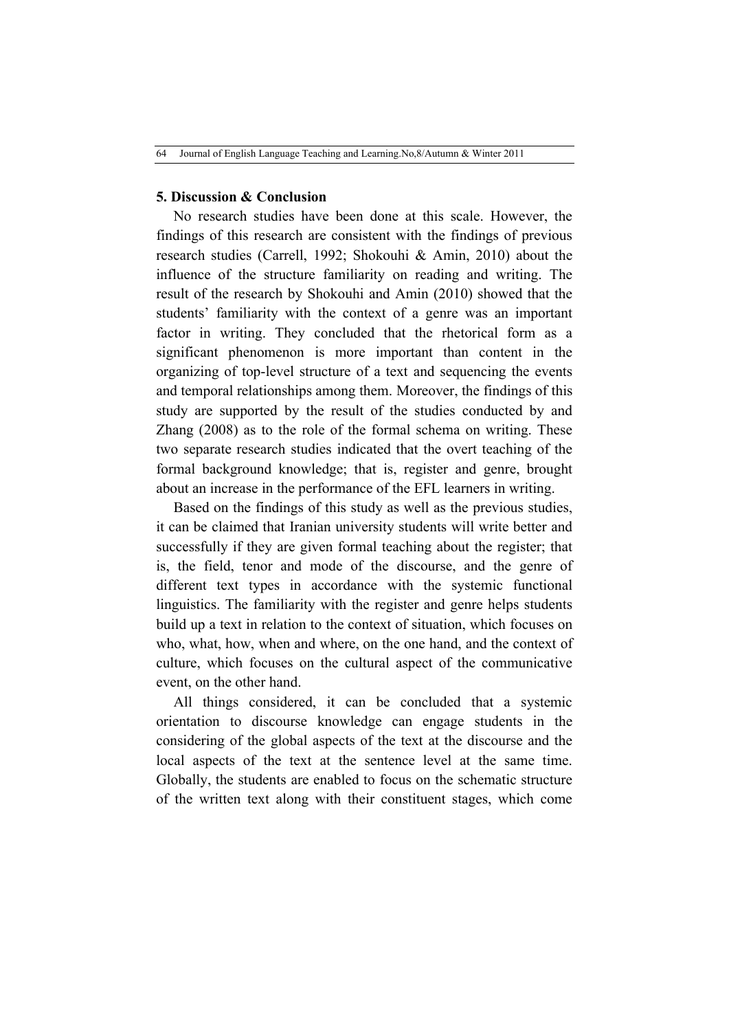## 5. Discussion & Conclusion

No research studies have been done at this scale. However, the findings of this research are consistent with the findings of previous research studies (Carrell, 1992; Shokouhi & Amin, 2010) about the influence of the structure familiarity on reading and writing. The result of the research by Shokouhi and Amin (2010) showed that the students' familiarity with the context of a genre was an important factor in writing. They concluded that the rhetorical form as a significant phenomenon is more important than content in the organizing of top-level structure of a text and sequencing the events and temporal relationships among them. Moreover, the findings of this study are supported by the result of the studies conducted by and Zhang (2008) as to the role of the formal schema on writing. These two separate research studies indicated that the overt teaching of the formal background knowledge; that is, register and genre, brought about an increase in the performance of the EFL learners in writing.

Based on the findings of this study as well as the previous studies, it can be claimed that Iranian university students will write better and successfully if they are given formal teaching about the register; that is, the field, tenor and mode of the discourse, and the genre of different text types in accordance with the systemic functional linguistics. The familiarity with the register and genre helps students build up a text in relation to the context of situation, which focuses on who, what, how, when and where, on the one hand, and the context of culture, which focuses on the cultural aspect of the communicative event, on the other hand.

All things considered, it can be concluded that a systemic orientation to discourse knowledge can engage students in the considering of the global aspects of the text at the discourse and the local aspects of the text at the sentence level at the same time. Globally, the students are enabled to focus on the schematic structure of the written text along with their constituent stages, which come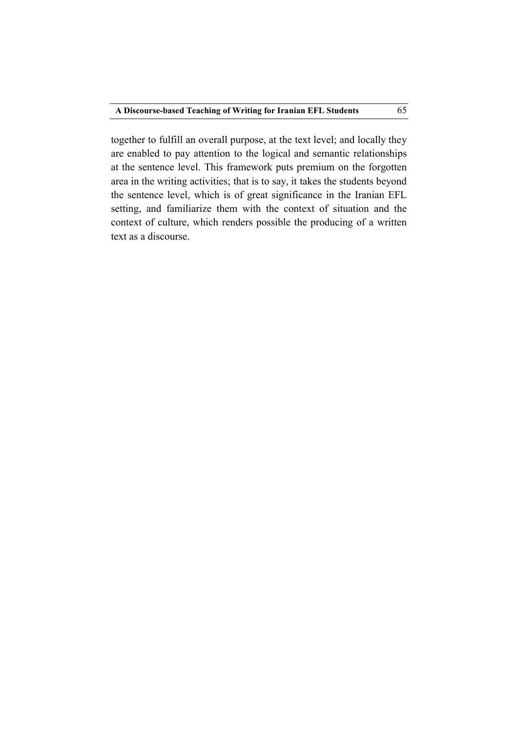together to fulfill an overall purpose, at the text level; and locally they are enabled to pay attention to the logical and semantic relationships at the sentence level. This framework puts premium on the forgotten area in the writing activities; that is to say, it takes the students beyond the sentence level, which is of great significance in the Iranian EFL setting, and familiarize them with the context of situation and the context of culture, which renders possible the producing of a written text as a discourse.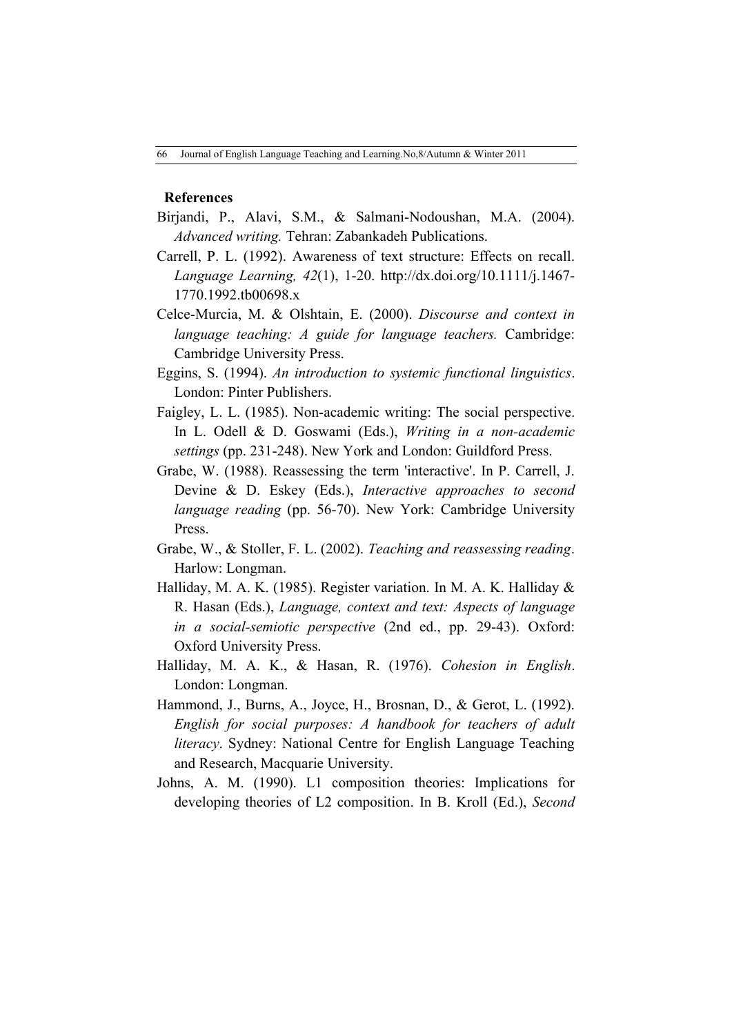## References

Birjandi, P., Alavi, S.M., & Salmani-Nodoushan, M.A. (2004). *Advanced writing.* Tehran: Zabankadeh Publications.

Carrell, P. L. (1992). Awareness of text structure: Effects on recall. *Language Learning, 42*(1), 1-20. http://dx.doi.org/10.1111/j.1467-1770.1992.tb00698.x

Celce-Murcia, M. & Olshtain, E. (2000). *Discourse and context in language teaching: A guide for language teachers.* Cambridge: Cambridge University Press.

Eggins, S. (1994). *An introduction to systemic functional linguistics*. London: Pinter Publishers.

Faigley, L. L. (1985). Non-academic writing: The social perspective. In L. Odell & D. Goswami (Eds.), *Writing in a non-academic settings* (pp. 231-248). New York and London: Guildford Press.

Grabe, W. (1988). Reassessing the term 'interactive'. In P. Carrell, J. Devine & D. Eskey (Eds.), *Interactive approaches to second language reading* (pp. 56-70). New York: Cambridge University Press.

Grabe, W., & Stoller, F. L. (2002). *Teaching and reassessing reading*. Harlow: Longman.

Halliday, M. A. K. (1985). Register variation. In M. A. K. Halliday & R. Hasan (Eds.), *Language, context and text: Aspects of language in a social-semiotic perspective* (2nd ed., pp. 29-43). Oxford: Oxford University Press.

Halliday, M. A. K., & Hasan, R. (1976). *Cohesion in English*. London: Longman.

Hammond, J., Burns, A., Joyce, H., Brosnan, D., & Gerot, L. (1992). *English for social purposes: A handbook for teachers of adult literacy*. Sydney: National Centre for English Language Teaching and Research, Macquarie University.

Johns, A. M. (1990). L1 composition theories: Implications for developing theories of L2 composition. In B. Kroll (Ed.), *Second*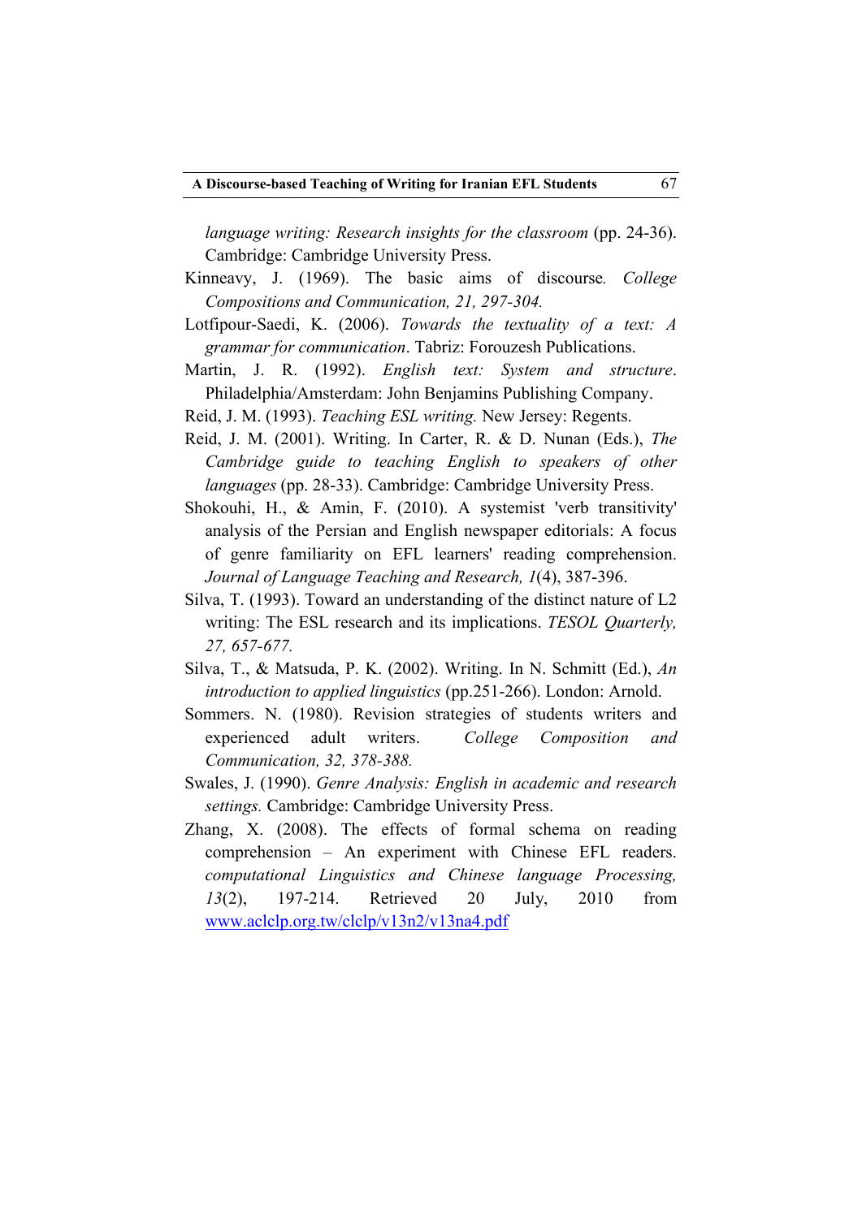*language writing: Research insights for the classroom* (pp. 24-36). Cambridge: Cambridge University Press.

Kinneavy, J. (1969). The basic aims of discourse*.* *College Compositions and Communication, 21, 297-304.*

Lotfipour-Saedi, K. (2006). *Towards the textuality of a text: A grammar for communication*. Tabriz: Forouzesh Publications.

Martin, J. R. (1992). *English text: System and structure*. Philadelphia/Amsterdam: John Benjamins Publishing Company.

Reid, J. M. (1993). *Teaching ESL writing.* New Jersey: Regents.

Reid, J. M. (2001). Writing. In Carter, R. & D. Nunan (Eds.), *The Cambridge guide to teaching English to speakers of other languages* (pp. 28-33). Cambridge: Cambridge University Press.

Shokouhi, H., & Amin, F. (2010). A systemist 'verb transitivity' analysis of the Persian and English newspaper editorials: A focus of genre familiarity on EFL learners' reading comprehension. *Journal of Language Teaching and Research, 1*(4), 387-396.

Silva, T. (1993). Toward an understanding of the distinct nature of L2 writing: The ESL research and its implications. *TESOL Quarterly, 27, 657-677.*

Silva, T., & Matsuda, P. K. (2002). Writing. In N. Schmitt (Ed.), *An introduction to applied linguistics* (pp.251-266). London: Arnold.

Sommers. N. (1980). Revision strategies of students writers and experienced adult writers. *College Composition and Communication, 32, 378-388.*

Swales, J. (1990). *Genre Analysis: English in academic and research settings.* Cambridge: Cambridge University Press.

Zhang, X. (2008). The effects of formal schema on reading comprehension – An experiment with Chinese EFL readers. *computational Linguistics and Chinese language Processing, 13*(2), 197-214. Retrieved 20 July, 2010 from www.aclclp.org.tw/clclp/v13n2/v13na4.pdf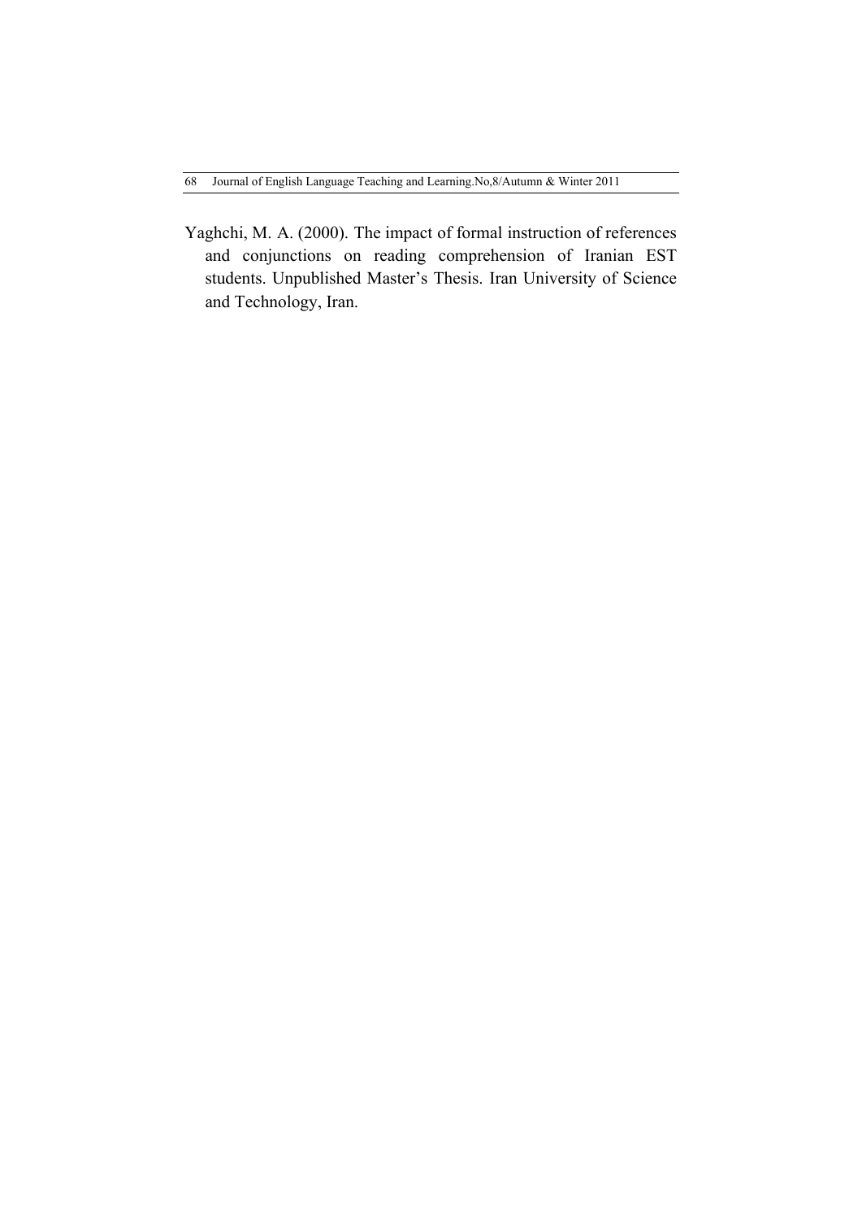Yaghchi, M. A. (2000). The impact of formal instruction of references and conjunctions on reading comprehension of Iranian EST students. Unpublished Master's Thesis. Iran University of Science and Technology, Iran.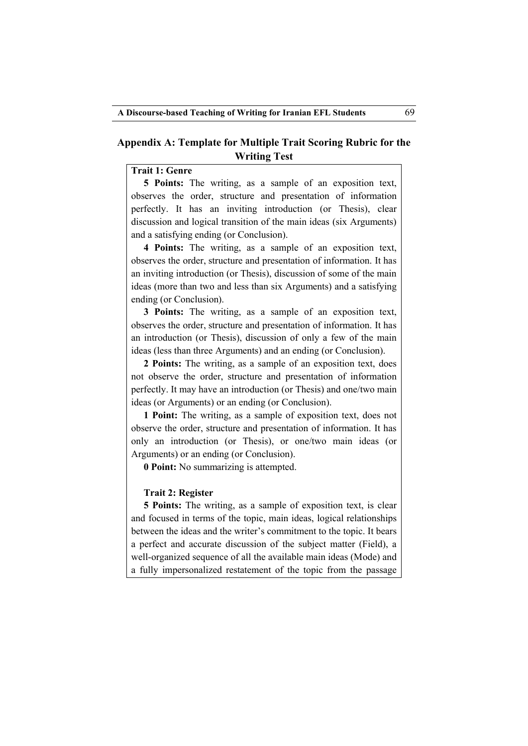## Appendix A: Template for Multiple Trait Scoring Rubric for the Writing Test

**Trait 1: Genre**

**5 Points:** The writing, as a sample of an exposition text, observes the order, structure and presentation of information perfectly. It has an inviting introduction (or Thesis), clear discussion and logical transition of the main ideas (six Arguments) and a satisfying ending (or Conclusion).

**4 Points:** The writing, as a sample of an exposition text, observes the order, structure and presentation of information. It has an inviting introduction (or Thesis), discussion of some of the main ideas (more than two and less than six Arguments) and a satisfying ending (or Conclusion).

**3 Points:** The writing, as a sample of an exposition text, observes the order, structure and presentation of information. It has an introduction (or Thesis), discussion of only a few of the main ideas (less than three Arguments) and an ending (or Conclusion).

**2 Points:** The writing, as a sample of an exposition text, does not observe the order, structure and presentation of information perfectly. It may have an introduction (or Thesis) and one/two main ideas (or Arguments) or an ending (or Conclusion).

**1 Point:** The writing, as a sample of exposition text, does not observe the order, structure and presentation of information. It has only an introduction (or Thesis), or one/two main ideas (or Arguments) or an ending (or Conclusion).

**0 Point:** No summarizing is attempted.

**Trait 2: Register**

**5 Points:** The writing, as a sample of exposition text, is clear and focused in terms of the topic, main ideas, logical relationships between the ideas and the writer's commitment to the topic. It bears a perfect and accurate discussion of the subject matter (Field), a well-organized sequence of all the available main ideas (Mode) and a fully impersonalized restatement of the topic from the passage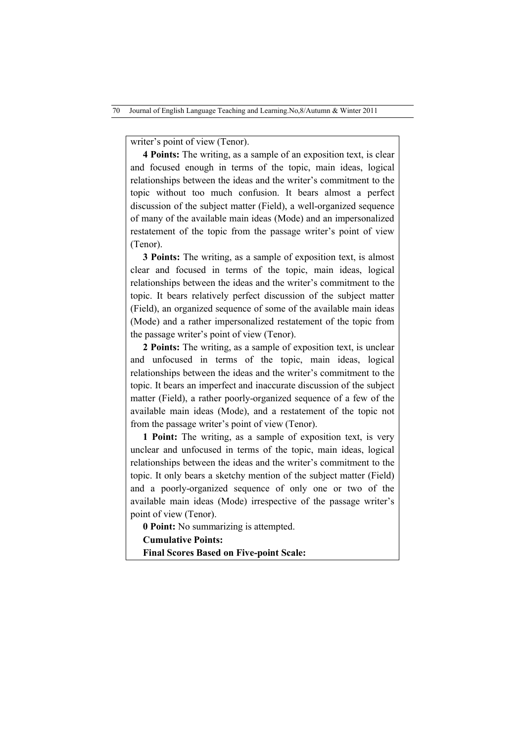writer's point of view (Tenor).

**4 Points:** The writing, as a sample of an exposition text, is clear and focused enough in terms of the topic, main ideas, logical relationships between the ideas and the writer's commitment to the topic without too much confusion. It bears almost a perfect discussion of the subject matter (Field), a well-organized sequence of many of the available main ideas (Mode) and an impersonalized restatement of the topic from the passage writer's point of view (Tenor).

**3 Points:** The writing, as a sample of exposition text, is almost clear and focused in terms of the topic, main ideas, logical relationships between the ideas and the writer's commitment to the topic. It bears relatively perfect discussion of the subject matter (Field), an organized sequence of some of the available main ideas (Mode) and a rather impersonalized restatement of the topic from the passage writer's point of view (Tenor).

**2 Points:** The writing, as a sample of exposition text, is unclear and unfocused in terms of the topic, main ideas, logical relationships between the ideas and the writer's commitment to the topic. It bears an imperfect and inaccurate discussion of the subject matter (Field), a rather poorly-organized sequence of a few of the available main ideas (Mode), and a restatement of the topic not from the passage writer's point of view (Tenor).

**1 Point:** The writing, as a sample of exposition text, is very unclear and unfocused in terms of the topic, main ideas, logical relationships between the ideas and the writer's commitment to the topic. It only bears a sketchy mention of the subject matter (Field) and a poorly-organized sequence of only one or two of the available main ideas (Mode) irrespective of the passage writer's point of view (Tenor).

**0 Point:** No summarizing is attempted.

**Cumulative Points:**

**Final Scores Based on Five-point Scale:**